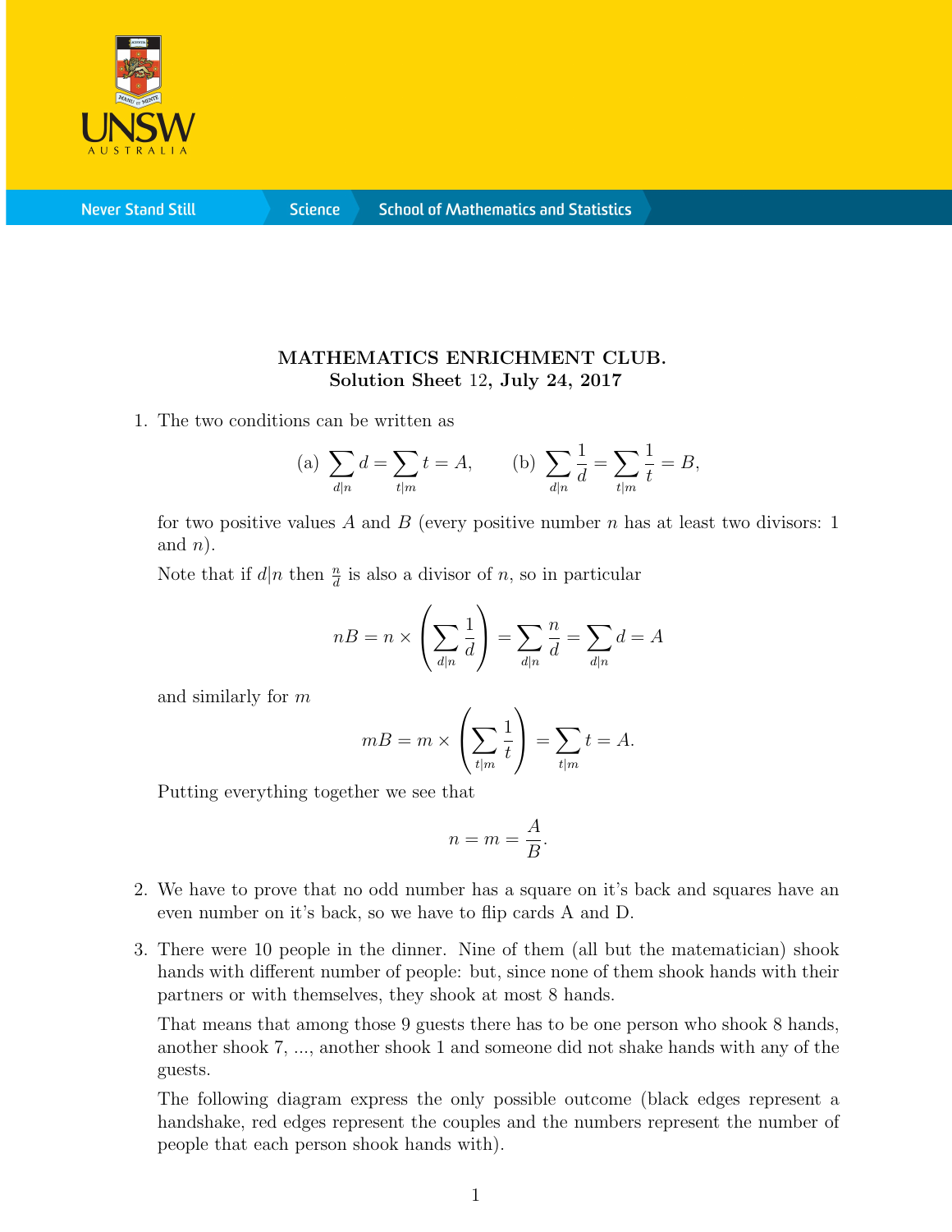**MATHEMATICS ENRICHMENT CLUB.**
**Solution Sheet 12, July 24, 2017**

1. The two conditions can be written as

$$\text{(a)} \sum_{d|n} d = \sum_{t|m} t = A, \qquad \text{(b)} \sum_{d|n} \frac{1}{d} = \sum_{t|m} \frac{1}{t} = B,$$

for two positive values $A$ and $B$ (every positive number $n$ has at least two divisors: 1 and $n$).

Note that if $d|n$ then $\frac{n}{d}$ is also a divisor of $n$, so in particular

$$nB = n \times \left( \sum_{d|n} \frac{1}{d} \right) = \sum_{d|n} \frac{n}{d} = \sum_{d|n} d = A$$

and similarly for $m$

$$mB = m \times \left( \sum_{t|m} \frac{1}{t} \right) = \sum_{t|m} t = A.$$

Putting everything together we see that

$$n = m = \frac{A}{B}.$$

2. We have to prove that no odd number has a square on it's back and squares have an even number on it's back, so we have to flip cards A and D.

3. There were 10 people in the dinner. Nine of them (all but the matematician) shook hands with different number of people: but, since none of them shook hands with their partners or with themselves, they shook at most 8 hands.

That means that among those 9 guests there has to be one person who shook 8 hands, another shook 7, ..., another shook 1 and someone did not shake hands with any of the guests.

The following diagram express the only possible outcome (black edges represent a handshake, red edges represent the couples and the numbers represent the number of people that each person shook hands with).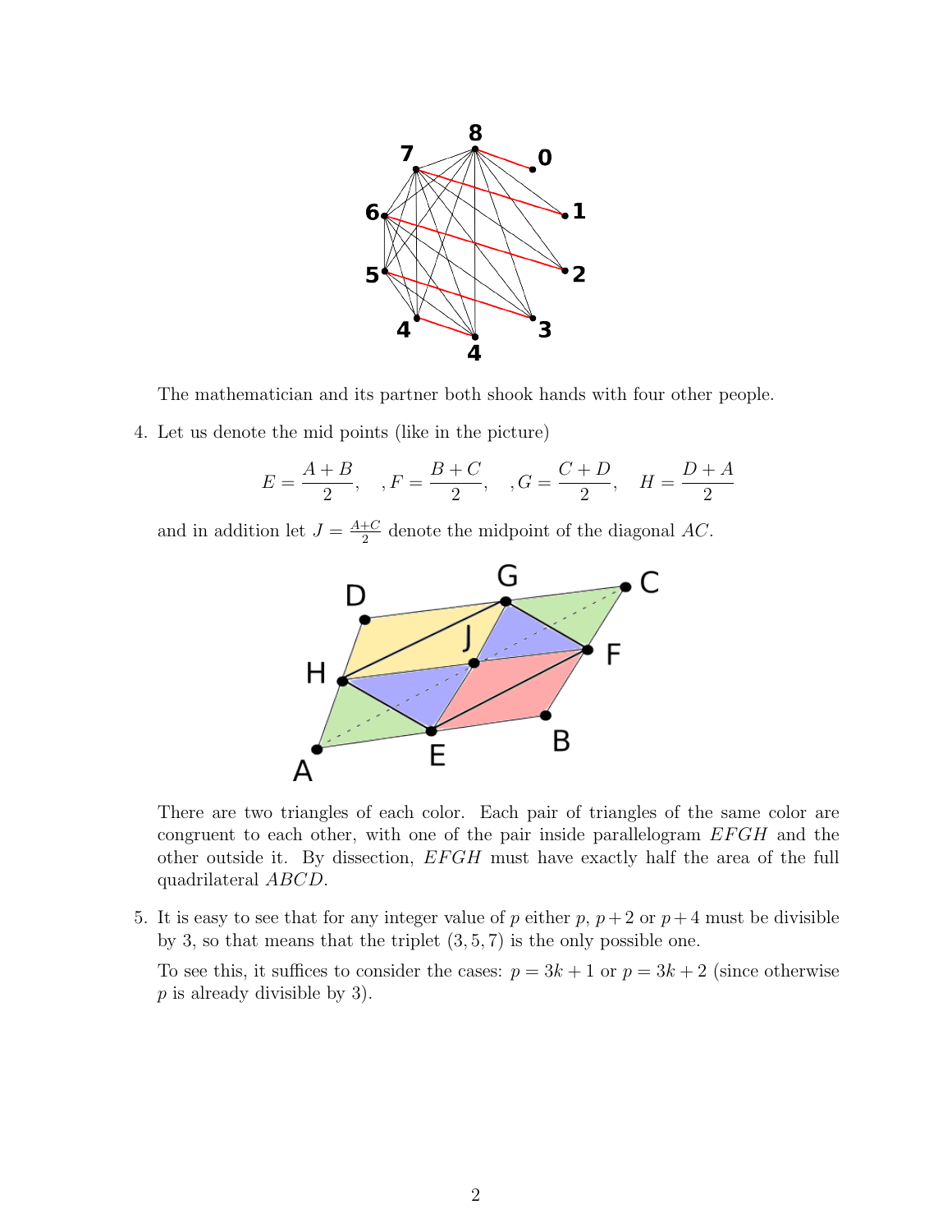The mathematician and its partner both shook hands with four other people.

4. Let us denote the mid points (like in the picture)

$$E = \frac{A+B}{2}, \quad ,F = \frac{B+C}{2}, \quad ,G = \frac{C+D}{2}, \quad H = \frac{D+A}{2}$$

and in addition let $J = \frac{A+C}{2}$ denote the midpoint of the diagonal $AC$.

There are two triangles of each color. Each pair of triangles of the same color are congruent to each other, with one of the pair inside parallelogram $EFGH$ and the other outside it. By dissection, $EFGH$ must have exactly half the area of the full quadrilateral $ABCD$.

5. It is easy to see that for any integer value of $p$ either $p$, $p+2$ or $p+4$ must be divisible by 3, so that means that the triplet $(3, 5, 7)$ is the only possible one.

   To see this, it suffices to consider the cases: $p = 3k+1$ or $p = 3k+2$ (since otherwise $p$ is already divisible by 3).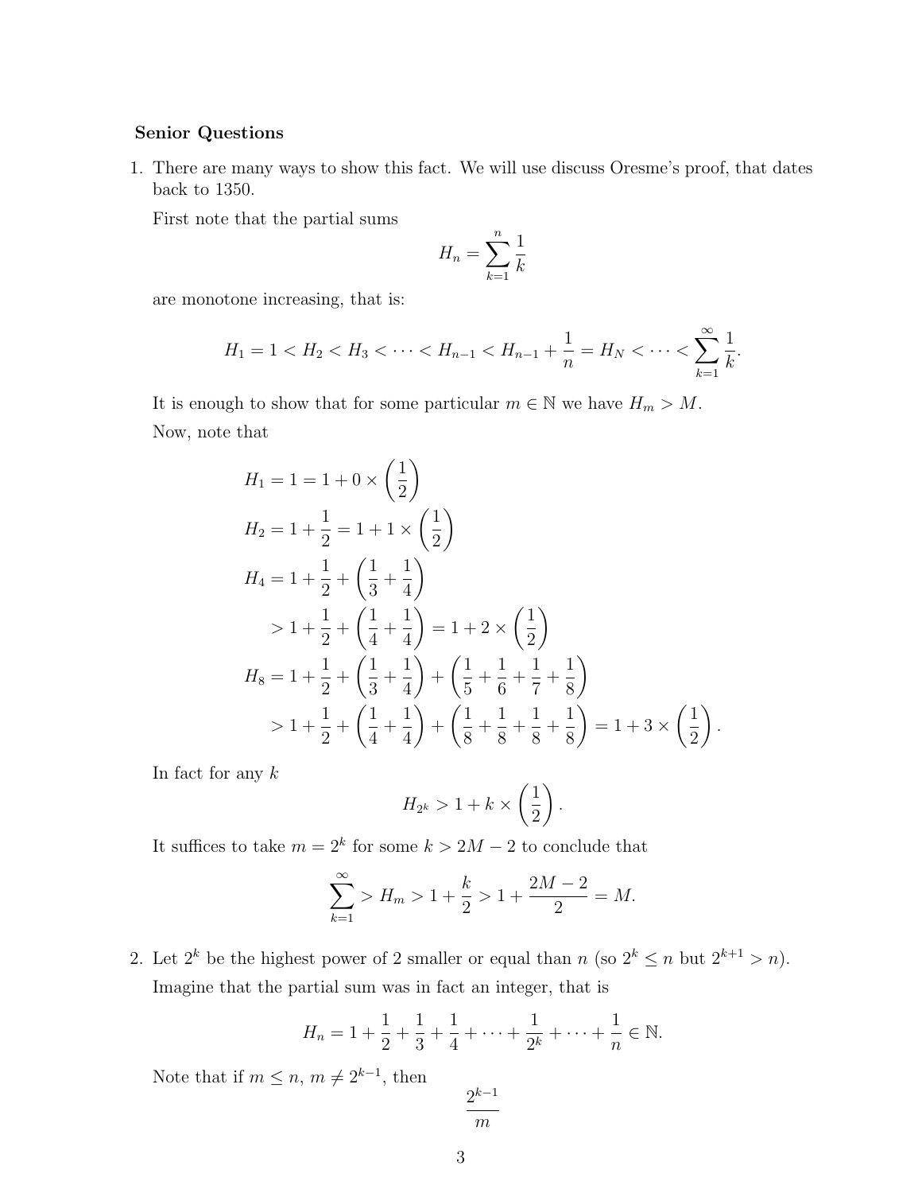**Senior Questions**

1. There are many ways to show this fact. We will use discuss Oresme's proof, that dates back to 1350.

   First note that the partial sums
   $$H_n = \sum_{k=1}^{n} \frac{1}{k}$$
   are monotone increasing, that is:
   $$H_1 = 1 < H_2 < H_3 < \cdots < H_{n-1} < H_{n-1} + \frac{1}{n} = H_N < \cdots < \sum_{k=1}^{\infty} \frac{1}{k}.$$
   It is enough to show that for some particular $m \in \mathbb{N}$ we have $H_m > M$.

   Now, note that
   $$\begin{aligned}
   H_1 &= 1 = 1 + 0 \times \left(\frac{1}{2}\right) \\
   H_2 &= 1 + \frac{1}{2} = 1 + 1 \times \left(\frac{1}{2}\right) \\
   H_4 &= 1 + \frac{1}{2} + \left(\frac{1}{3} + \frac{1}{4}\right) \\
   &> 1 + \frac{1}{2} + \left(\frac{1}{4} + \frac{1}{4}\right) = 1 + 2 \times \left(\frac{1}{2}\right) \\
   H_8 &= 1 + \frac{1}{2} + \left(\frac{1}{3} + \frac{1}{4}\right) + \left(\frac{1}{5} + \frac{1}{6} + \frac{1}{7} + \frac{1}{8}\right) \\
   &> 1 + \frac{1}{2} + \left(\frac{1}{4} + \frac{1}{4}\right) + \left(\frac{1}{8} + \frac{1}{8} + \frac{1}{8} + \frac{1}{8}\right) = 1 + 3 \times \left(\frac{1}{2}\right).
   \end{aligned}$$
   In fact for any $k$
   $$H_{2^k} > 1 + k \times \left(\frac{1}{2}\right).$$
   It suffices to take $m = 2^k$ for some $k > 2M - 2$ to conclude that
   $$\sum_{k=1}^{\infty} > H_m > 1 + \frac{k}{2} > 1 + \frac{2M-2}{2} = M.$$

2. Let $2^k$ be the highest power of 2 smaller or equal than $n$ (so $2^k \leq n$ but $2^{k+1} > n$).

   Imagine that the partial sum was in fact an integer, that is
   $$H_n = 1 + \frac{1}{2} + \frac{1}{3} + \frac{1}{4} + \cdots + \frac{1}{2^k} + \cdots + \frac{1}{n} \in \mathbb{N}.$$
   Note that if $m \leq n$, $m \neq 2^{k-1}$, then
   $$\frac{2^{k-1}}{m}$$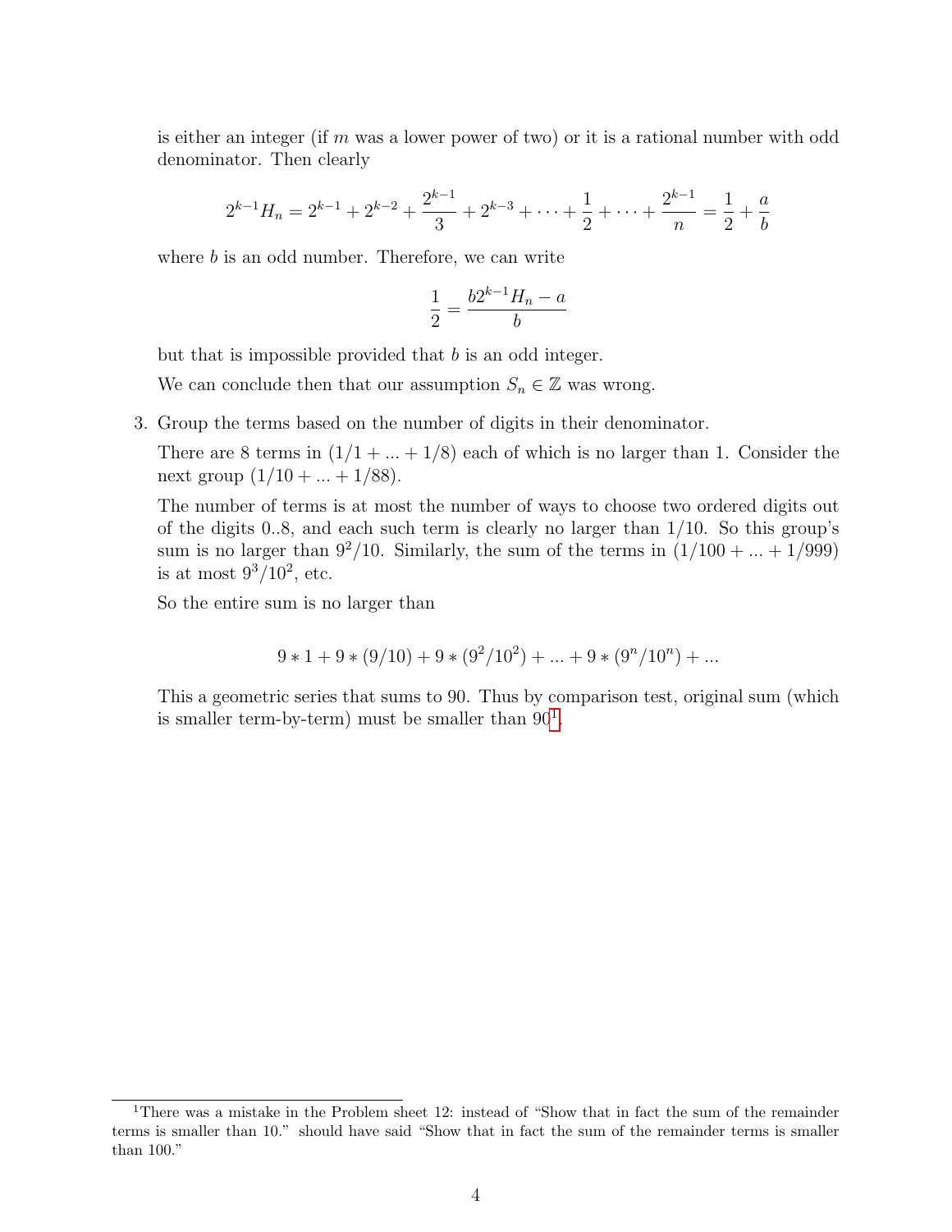is either an integer (if $m$ was a lower power of two) or it is a rational number with odd denominator. Then clearly

$$2^{k-1}H_n = 2^{k-1} + 2^{k-2} + \frac{2^{k-1}}{3} + 2^{k-3} + \cdots + \frac{1}{2} + \cdots + \frac{2^{k-1}}{n} = \frac{1}{2} + \frac{a}{b}$$

where $b$ is an odd number. Therefore, we can write

$$\frac{1}{2} = \frac{b2^{k-1}H_n - a}{b}$$

but that is impossible provided that $b$ is an odd integer.

We can conclude then that our assumption $S_n \in \mathbb{Z}$ was wrong.

3. Group the terms based on the number of digits in their denominator.

   There are 8 terms in $(1/1 + ... + 1/8)$ each of which is no larger than 1. Consider the next group $(1/10 + ... + 1/88)$.

   The number of terms is at most the number of ways to choose two ordered digits out of the digits 0..8, and each such term is clearly no larger than $1/10$. So this group's sum is no larger than $9^2/10$. Similarly, the sum of the terms in $(1/100 + ... + 1/999)$ is at most $9^3/10^2$, etc.

   So the entire sum is no larger than

   $$9 * 1 + 9 * (9/10) + 9 * (9^2/10^2) + ... + 9 * (9^n/10^n) + ...$$

   This a geometric series that sums to 90. Thus by comparison test, original sum (which is smaller term-by-term) must be smaller than 90[1].

[1] There was a mistake in the Problem sheet 12: instead of "Show that in fact the sum of the remainder terms is smaller than 10." should have said "Show that in fact the sum of the remainder terms is smaller than 100."